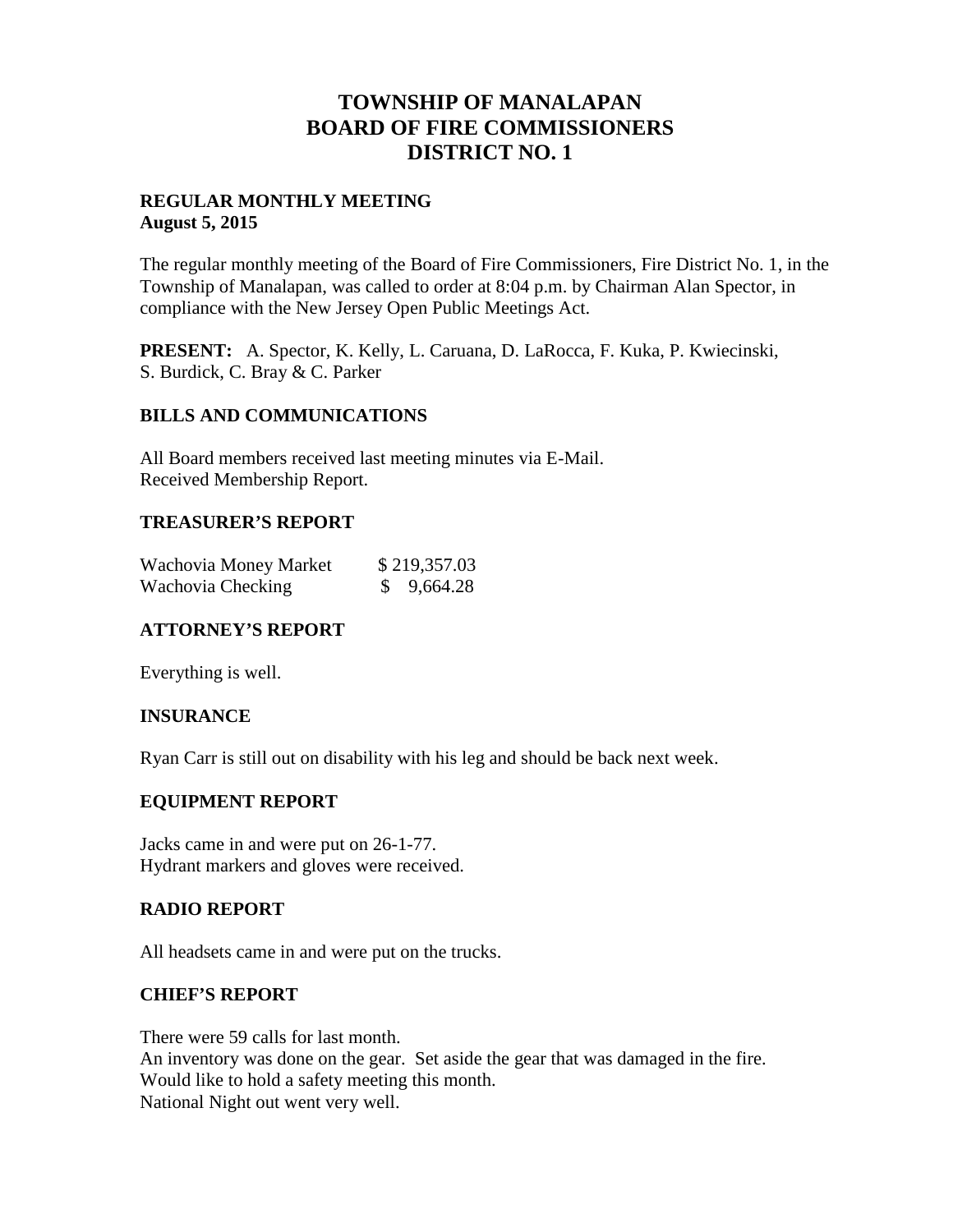# TOWNSHIP OF MANALAPAN
# BOARD OF FIRE COMMISSIONERS
# DISTRICT NO. 1

**REGULAR MONTHLY MEETING**
**August 5, 2015**

The regular monthly meeting of the Board of Fire Commissioners, Fire District No. 1, in the Township of Manalapan, was called to order at 8:04 p.m. by Chairman Alan Spector, in compliance with the New Jersey Open Public Meetings Act.

**PRESENT:** A. Spector, K. Kelly, L. Caruana, D. LaRocca, F. Kuka, P. Kwiecinski, S. Burdick, C. Bray & C. Parker

## BILLS AND COMMUNICATIONS

All Board members received last meeting minutes via E-Mail.
Received Membership Report.

## TREASURER'S REPORT

| | |
|---|---|
| Wachovia Money Market | $ 219,357.03 |
| Wachovia Checking | $ 9,664.28 |

## ATTORNEY'S REPORT

Everything is well.

## INSURANCE

Ryan Carr is still out on disability with his leg and should be back next week.

## EQUIPMENT REPORT

Jacks came in and were put on 26-1-77.
Hydrant markers and gloves were received.

## RADIO REPORT

All headsets came in and were put on the trucks.

## CHIEF'S REPORT

There were 59 calls for last month.
An inventory was done on the gear. Set aside the gear that was damaged in the fire.
Would like to hold a safety meeting this month.
National Night out went very well.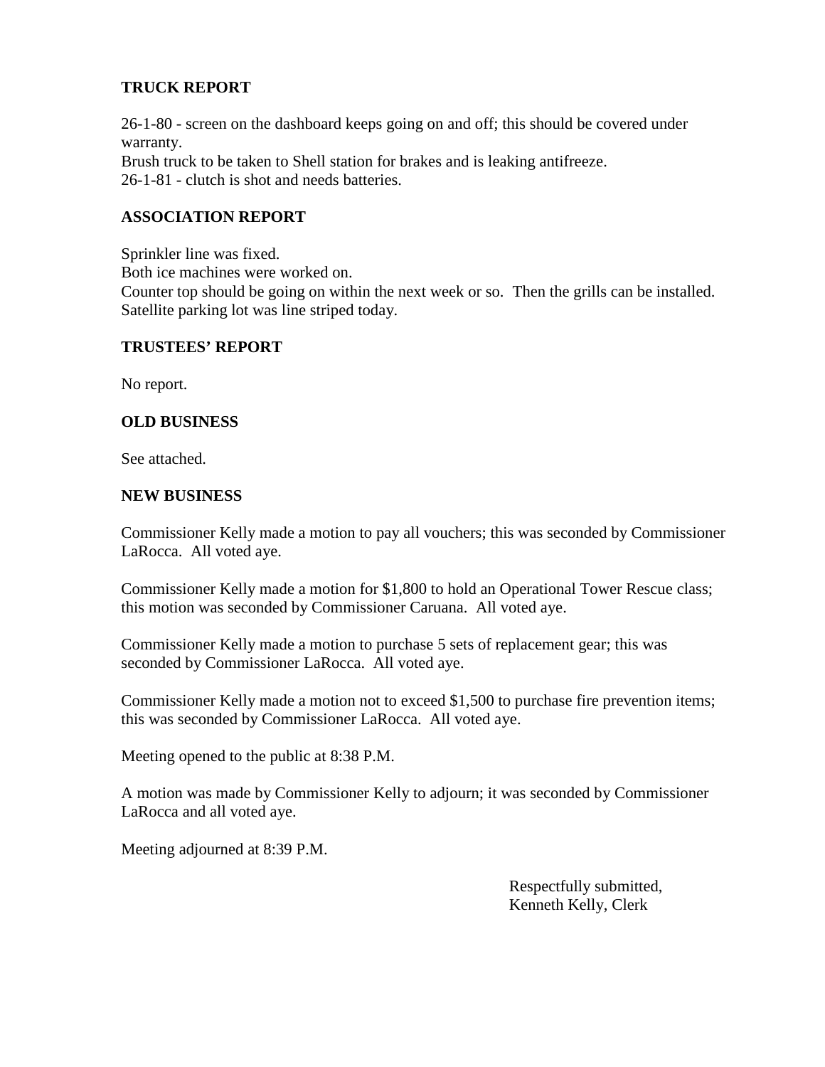### TRUCK REPORT

26-1-80 - screen on the dashboard keeps going on and off; this should be covered under warranty.
Brush truck to be taken to Shell station for brakes and is leaking antifreeze.
26-1-81 - clutch is shot and needs batteries.

### ASSOCIATION REPORT

Sprinkler line was fixed.
Both ice machines were worked on.
Counter top should be going on within the next week or so. Then the grills can be installed.
Satellite parking lot was line striped today.

### TRUSTEES' REPORT

No report.

### OLD BUSINESS

See attached.

### NEW BUSINESS

Commissioner Kelly made a motion to pay all vouchers; this was seconded by Commissioner LaRocca. All voted aye.

Commissioner Kelly made a motion for $1,800 to hold an Operational Tower Rescue class; this motion was seconded by Commissioner Caruana. All voted aye.

Commissioner Kelly made a motion to purchase 5 sets of replacement gear; this was seconded by Commissioner LaRocca. All voted aye.

Commissioner Kelly made a motion not to exceed $1,500 to purchase fire prevention items; this was seconded by Commissioner LaRocca. All voted aye.

Meeting opened to the public at 8:38 P.M.

A motion was made by Commissioner Kelly to adjourn; it was seconded by Commissioner LaRocca and all voted aye.

Meeting adjourned at 8:39 P.M.

Respectfully submitted,
Kenneth Kelly, Clerk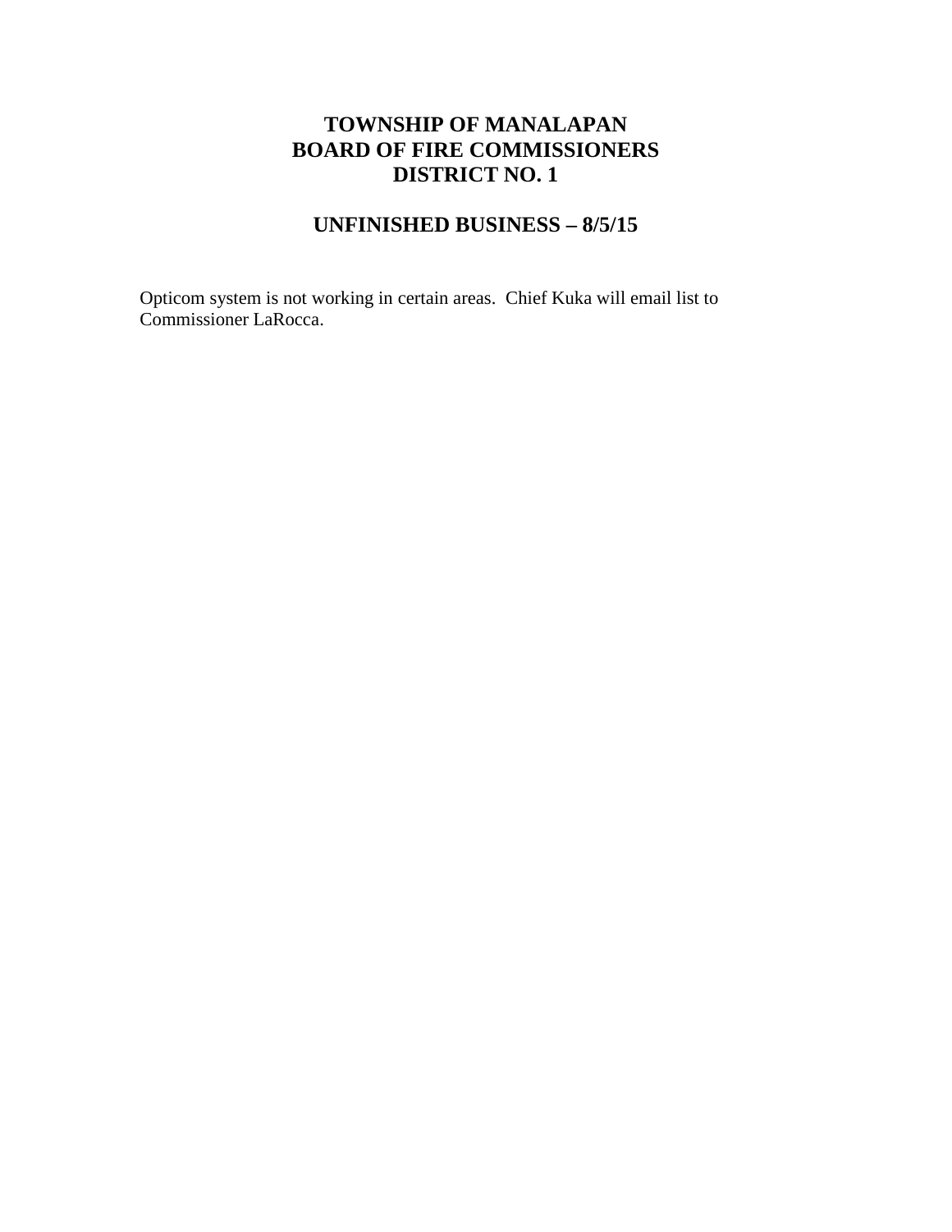# TOWNSHIP OF MANALAPAN
# BOARD OF FIRE COMMISSIONERS
# DISTRICT NO. 1

## UNFINISHED BUSINESS – 8/5/15

Opticom system is not working in certain areas. Chief Kuka will email list to Commissioner LaRocca.